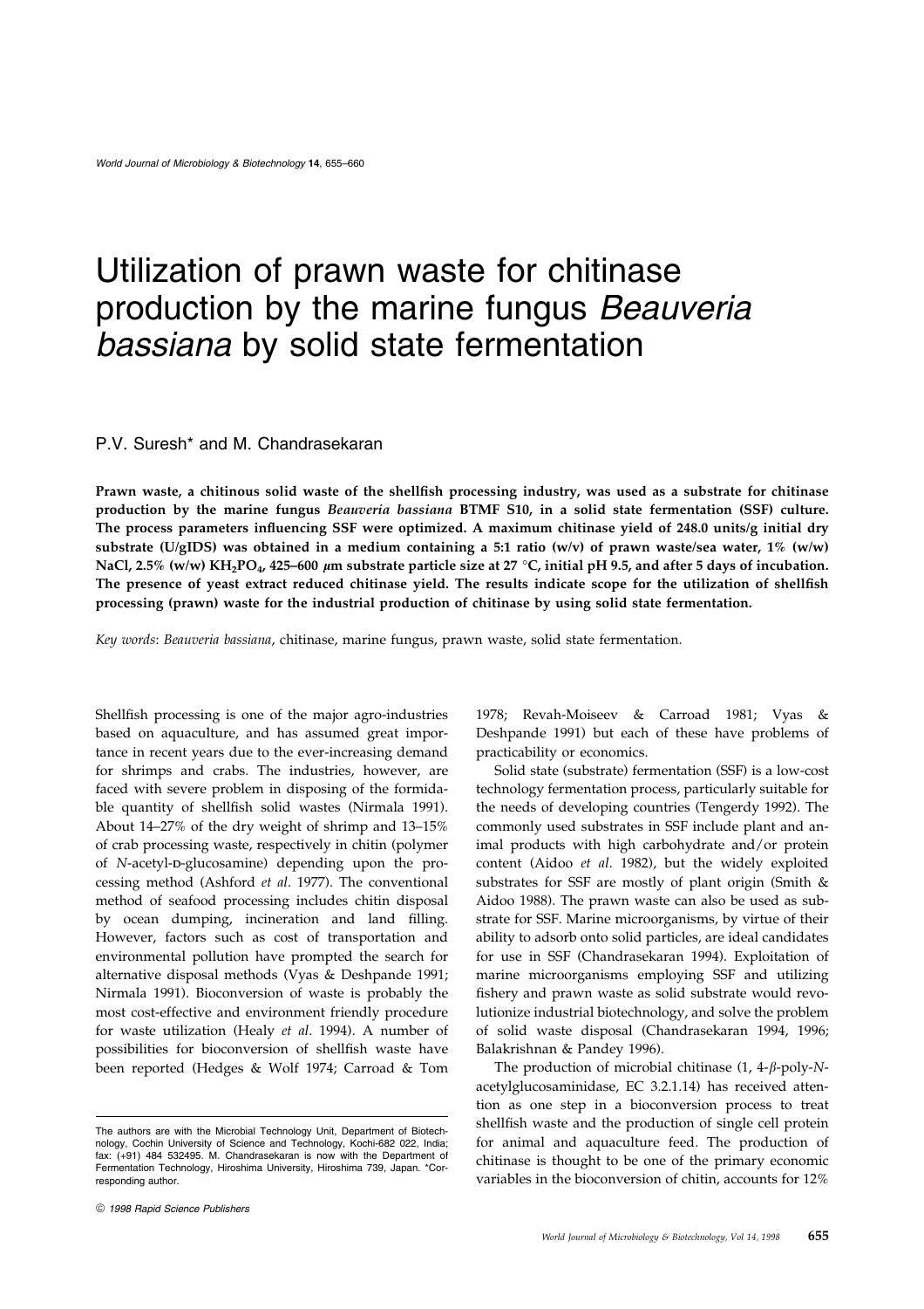# Utilization of prawn waste for chitinase production by the marine fungus *Beauveria bassiana* by solid state fermentation

P.V. Suresh* and M. Chandrasekaran

**Prawn waste, a chitinous solid waste of the shellfish processing industry, was used as a substrate for chitinase production by the marine fungus *Beauveria bassiana* BTMF S10, in a solid state fermentation (SSF) culture. The process parameters influencing SSF were optimized. A maximum chitinase yield of 248.0 units/g initial dry substrate (U/gIDS) was obtained in a medium containing a 5:1 ratio (w/v) of prawn waste/sea water, 1% (w/w) NaCl, 2.5% (w/w) $KH_2PO_4$, 425–600 $\mu$m substrate particle size at 27 °C, initial pH 9.5, and after 5 days of incubation. The presence of yeast extract reduced chitinase yield. The results indicate scope for the utilization of shellfish processing (prawn) waste for the industrial production of chitinase by using solid state fermentation.**

*Key words*: *Beauveria bassiana*, chitinase, marine fungus, prawn waste, solid state fermentation.

Shellfish processing is one of the major agro-industries based on aquaculture, and has assumed great importance in recent years due to the ever-increasing demand for shrimps and crabs. The industries, however, are faced with severe problem in disposing of the formidable quantity of shellfish solid wastes (Nirmala 1991). About 14–27% of the dry weight of shrimp and 13–15% of crab processing waste, respectively in chitin (polymer of *N*-acetyl-D-glucosamine) depending upon the processing method (Ashford *et al*. 1977). The conventional method of seafood processing includes chitin disposal by ocean dumping, incineration and land filling. However, factors such as cost of transportation and environmental pollution have prompted the search for alternative disposal methods (Vyas & Deshpande 1991; Nirmala 1991). Bioconversion of waste is probably the most cost-effective and environment friendly procedure for waste utilization (Healy *et al*. 1994). A number of possibilities for bioconversion of shellfish waste have been reported (Hedges & Wolf 1974; Carroad & Tom 1978; Revah-Moiseev & Carroad 1981; Vyas & Deshpande 1991) but each of these have problems of practicability or economics.

Solid state (substrate) fermentation (SSF) is a low-cost technology fermentation process, particularly suitable for the needs of developing countries (Tengerdy 1992). The commonly used substrates in SSF include plant and animal products with high carbohydrate and/or protein content (Aidoo *et al*. 1982), but the widely exploited substrates for SSF are mostly of plant origin (Smith & Aidoo 1988). The prawn waste can also be used as substrate for SSF. Marine microorganisms, by virtue of their ability to adsorb onto solid particles, are ideal candidates for use in SSF (Chandrasekaran 1994). Exploitation of marine microorganisms employing SSF and utilizing fishery and prawn waste as solid substrate would revolutionize industrial biotechnology, and solve the problem of solid waste disposal (Chandrasekaran 1994, 1996; Balakrishnan & Pandey 1996).

The production of microbial chitinase (1, 4-$\beta$-poly-*N*-acetylglucosaminidase, EC 3.2.1.14) has received attention as one step in a bioconversion process to treat shellfish waste and the production of single cell protein for animal and aquaculture feed. The production of chitinase is thought to be one of the primary economic variables in the bioconversion of chitin, accounts for 12%

The authors are with the Microbial Technology Unit, Department of Biotechnology, Cochin University of Science and Technology, Kochi-682 022, India; fax: (+91) 484 532495. M. Chandrasekaran is now with the Department of Fermentation Technology, Hiroshima University, Hiroshima 739, Japan. *Corresponding author.

© 1998 Rapid Science Publishers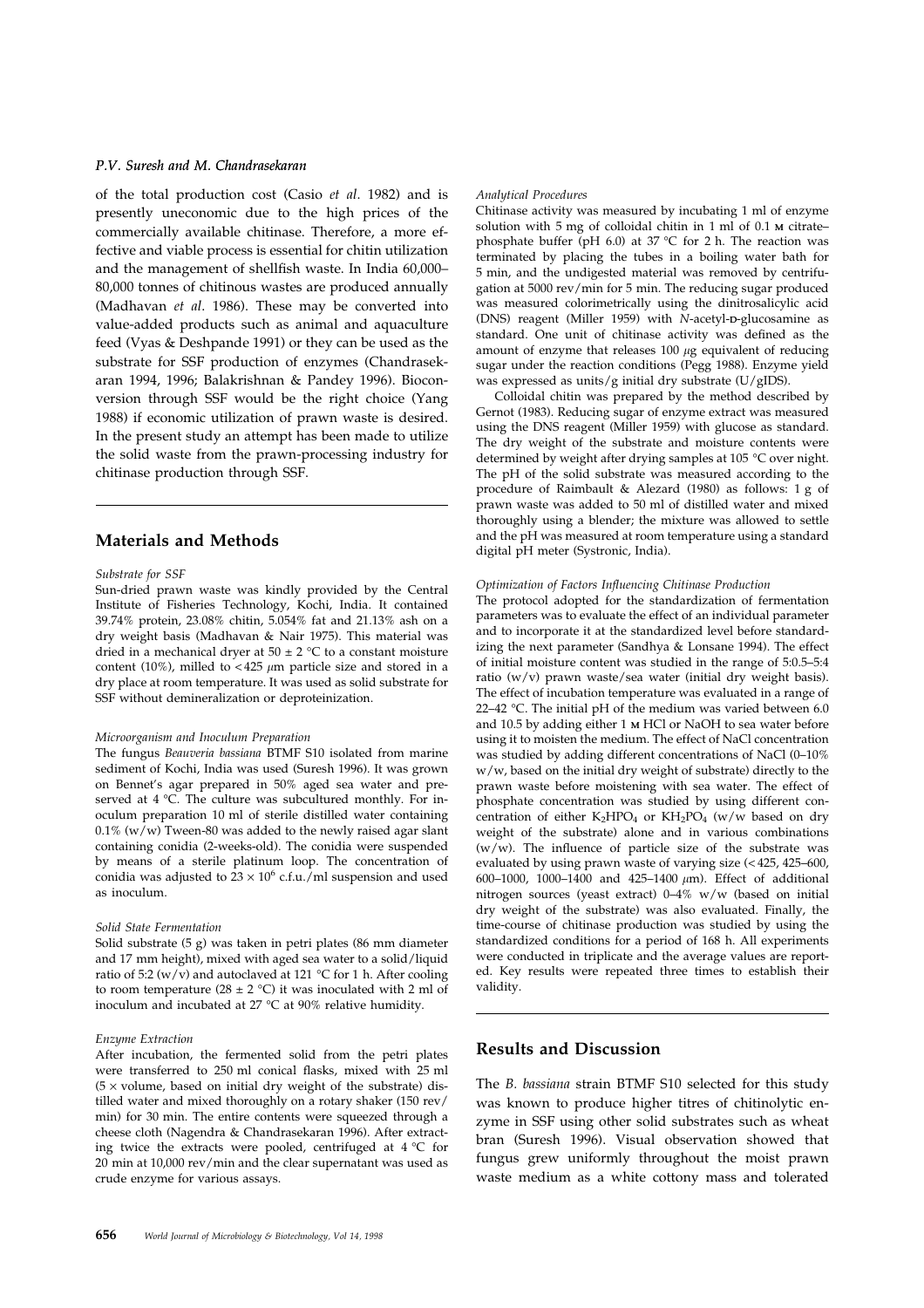of the total production cost (Casio *et al*. 1982) and is presently uneconomic due to the high prices of the commercially available chitinase. Therefore, a more effective and viable process is essential for chitin utilization and the management of shellfish waste. In India 60,000–80,000 tonnes of chitinous wastes are produced annually (Madhavan *et al*. 1986). These may be converted into value-added products such as animal and aquaculture feed (Vyas & Deshpande 1991) or they can be used as the substrate for SSF production of enzymes (Chandrasekaran 1994, 1996; Balakrishnan & Pandey 1996). Bioconversion through SSF would be the right choice (Yang 1988) if economic utilization of prawn waste is desired. In the present study an attempt has been made to utilize the solid waste from the prawn-processing industry for chitinase production through SSF.

## Materials and Methods

### *Substrate for SSF*

Sun-dried prawn waste was kindly provided by the Central Institute of Fisheries Technology, Kochi, India. It contained 39.74% protein, 23.08% chitin, 5.054% fat and 21.13% ash on a dry weight basis (Madhavan & Nair 1975). This material was dried in a mechanical dryer at $50 \pm 2$ °C to a constant moisture content (10%), milled to $<425$ $\mu$m particle size and stored in a dry place at room temperature. It was used as solid substrate for SSF without demineralization or deproteinization.

### *Microorganism and Inoculum Preparation*

The fungus *Beauveria bassiana* BTMF S10 isolated from marine sediment of Kochi, India was used (Suresh 1996). It was grown on Bennet's agar prepared in 50% aged sea water and preserved at 4 °C. The culture was subcultured monthly. For inoculum preparation 10 ml of sterile distilled water containing 0.1% (w/w) Tween-80 was added to the newly raised agar slant containing conidia (2-weeks-old). The conidia were suspended by means of a sterile platinum loop. The concentration of conidia was adjusted to $23 \times 10^6$ c.f.u./ml suspension and used as inoculum.

### *Solid State Fermentation*

Solid substrate (5 g) was taken in petri plates (86 mm diameter and 17 mm height), mixed with aged sea water to a solid/liquid ratio of 5:2 (w/v) and autoclaved at 121 °C for 1 h. After cooling to room temperature ($28 \pm 2$ °C) it was inoculated with 2 ml of inoculum and incubated at 27 °C at 90% relative humidity.

### *Enzyme Extraction*

After incubation, the fermented solid from the petri plates were transferred to 250 ml conical flasks, mixed with 25 ml ($5 \times$ volume, based on initial dry weight of the substrate) distilled water and mixed thoroughly on a rotary shaker (150 rev/min) for 30 min. The entire contents were squeezed through a cheese cloth (Nagendra & Chandrasekaran 1996). After extracting twice the extracts were pooled, centrifuged at 4 °C for 20 min at 10,000 rev/min and the clear supernatant was used as crude enzyme for various assays.

### *Analytical Procedures*

Chitinase activity was measured by incubating 1 ml of enzyme solution with 5 mg of colloidal chitin in 1 ml of 0.1 M citrate–phosphate buffer (pH 6.0) at 37 °C for 2 h. The reaction was terminated by placing the tubes in a boiling water bath for 5 min, and the undigested material was removed by centrifugation at 5000 rev/min for 5 min. The reducing sugar produced was measured colorimetrically using the dinitrosalicylic acid (DNS) reagent (Miller 1959) with *N*-acetyl-D-glucosamine as standard. One unit of chitinase activity was defined as the amount of enzyme that releases 100 $\mu$g equivalent of reducing sugar under the reaction conditions (Pegg 1988). Enzyme yield was expressed as units/g initial dry substrate (U/gIDS).

Colloidal chitin was prepared by the method described by Gernot (1983). Reducing sugar of enzyme extract was measured using the DNS reagent (Miller 1959) with glucose as standard. The dry weight of the substrate and moisture contents were determined by weight after drying samples at 105 °C over night. The pH of the solid substrate was measured according to the procedure of Raimbault & Alezard (1980) as follows: 1 g of prawn waste was added to 50 ml of distilled water and mixed thoroughly using a blender; the mixture was allowed to settle and the pH was measured at room temperature using a standard digital pH meter (Systronic, India).

### *Optimization of Factors Influencing Chitinase Production*

The protocol adopted for the standardization of fermentation parameters was to evaluate the effect of an individual parameter and to incorporate it at the standardized level before standardizing the next parameter (Sandhya & Lonsane 1994). The effect of initial moisture content was studied in the range of 5:0.5–5:4 ratio (w/v) prawn waste/sea water (initial dry weight basis). The effect of incubation temperature was evaluated in a range of 22–42 °C. The initial pH of the medium was varied between 6.0 and 10.5 by adding either 1 M HCl or NaOH to sea water before using it to moisten the medium. The effect of NaCl concentration was studied by adding different concentrations of NaCl (0–10% w/w, based on the initial dry weight of substrate) directly to the prawn waste before moistening with sea water. The effect of phosphate concentration was studied by using different concentration of either $K_2HPO_4$ or $KH_2PO_4$ (w/w based on dry weight of the substrate) alone and in various combinations (w/w). The influence of particle size of the substrate was evaluated by using prawn waste of varying size ($<425$, 425–600, 600–1000, 1000–1400 and 425–1400 $\mu$m). Effect of additional nitrogen sources (yeast extract) 0–4% w/w (based on initial dry weight of the substrate) was also evaluated. Finally, the time-course of chitinase production was studied by using the standardized conditions for a period of 168 h. All experiments were conducted in triplicate and the average values are reported. Key results were repeated three times to establish their validity.

## Results and Discussion

The *B. bassiana* strain BTMF S10 selected for this study was known to produce higher titres of chitinolytic enzyme in SSF using other solid substrates such as wheat bran (Suresh 1996). Visual observation showed that fungus grew uniformly throughout the moist prawn waste medium as a white cottony mass and tolerated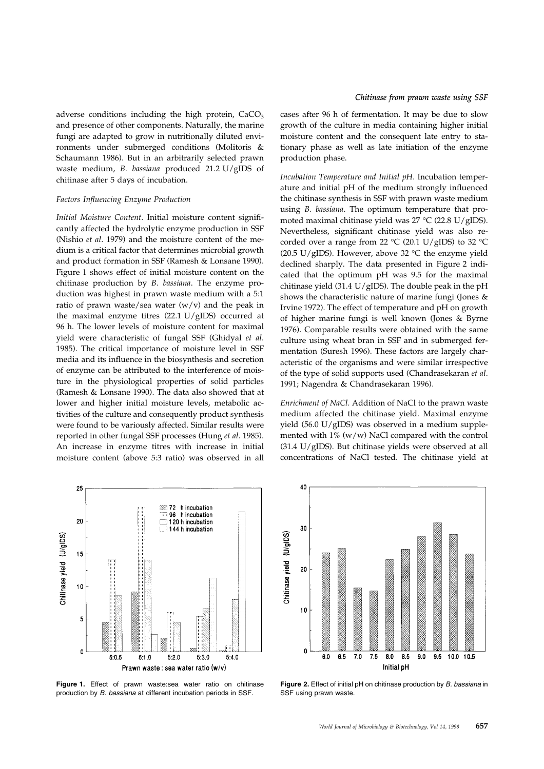adverse conditions including the high protein, $CaCO_3$ and presence of other components. Naturally, the marine fungi are adapted to grow in nutritionally diluted environments under submerged conditions (Molitoris & Schaumann 1986). But in an arbitrarily selected prawn waste medium, *B. bassiana* produced 21.2 U/gIDS of chitinase after 5 days of incubation.

### *Factors Influencing Enzyme Production*

*Initial Moisture Content.* Initial moisture content significantly affected the hydrolytic enzyme production in SSF (Nishio *et al*. 1979) and the moisture content of the medium is a critical factor that determines microbial growth and product formation in SSF (Ramesh & Lonsane 1990). Figure 1 shows effect of initial moisture content on the chitinase production by *B. bassiana*. The enzyme production was highest in prawn waste medium with a 5:1 ratio of prawn waste/sea water (w/v) and the peak in the maximal enzyme titres (22.1 U/gIDS) occurred at 96 h. The lower levels of moisture content for maximal yield were characteristic of fungal SSF (Ghidyal *et al*. 1985). The critical importance of moisture level in SSF media and its influence in the biosynthesis and secretion of enzyme can be attributed to the interference of moisture in the physiological properties of solid particles (Ramesh & Lonsane 1990). The data also showed that at lower and higher initial moisture levels, metabolic activities of the culture and consequently product synthesis were found to be variously affected. Similar results were reported in other fungal SSF processes (Hung *et al*. 1985). An increase in enzyme titres with increase in initial moisture content (above 5:3 ratio) was observed in all cases after 96 h of fermentation. It may be due to slow growth of the culture in media containing higher initial moisture content and the consequent late entry to stationary phase as well as late initiation of the enzyme production phase.

*Incubation Temperature and Initial pH.* Incubation temperature and initial pH of the medium strongly influenced the chitinase synthesis in SSF with prawn waste medium using *B. bassiana*. The optimum temperature that promoted maximal chitinase yield was 27 °C (22.8 U/gIDS). Nevertheless, significant chitinase yield was also recorded over a range from 22 °C (20.1 U/gIDS) to 32 °C (20.5 U/gIDS). However, above 32 °C the enzyme yield declined sharply. The data presented in Figure 2 indicated that the optimum pH was 9.5 for the maximal chitinase yield (31.4 U/gIDS). The double peak in the pH shows the characteristic nature of marine fungi (Jones & Irvine 1972). The effect of temperature and pH on growth of higher marine fungi is well known (Jones & Byrne 1976). Comparable results were obtained with the same culture using wheat bran in SSF and in submerged fermentation (Suresh 1996). These factors are largely characteristic of the organisms and were similar irrespective of the type of solid supports used (Chandrasekaran *et al*. 1991; Nagendra & Chandrasekaran 1996).

*Enrichment of NaCl.* Addition of NaCl to the prawn waste medium affected the chitinase yield. Maximal enzyme yield (56.0 U/gIDS) was observed in a medium supplemented with 1% (w/w) NaCl compared with the control (31.4 U/gIDS). But chitinase yields were observed at all concentrations of NaCl tested. The chitinase yield at

**Figure 1.** Effect of prawn waste:sea water ratio on chitinase production by *B. bassiana* at different incubation periods in SSF.

**Figure 2.** Effect of initial pH on chitinase production by *B. bassiana* in SSF using prawn waste.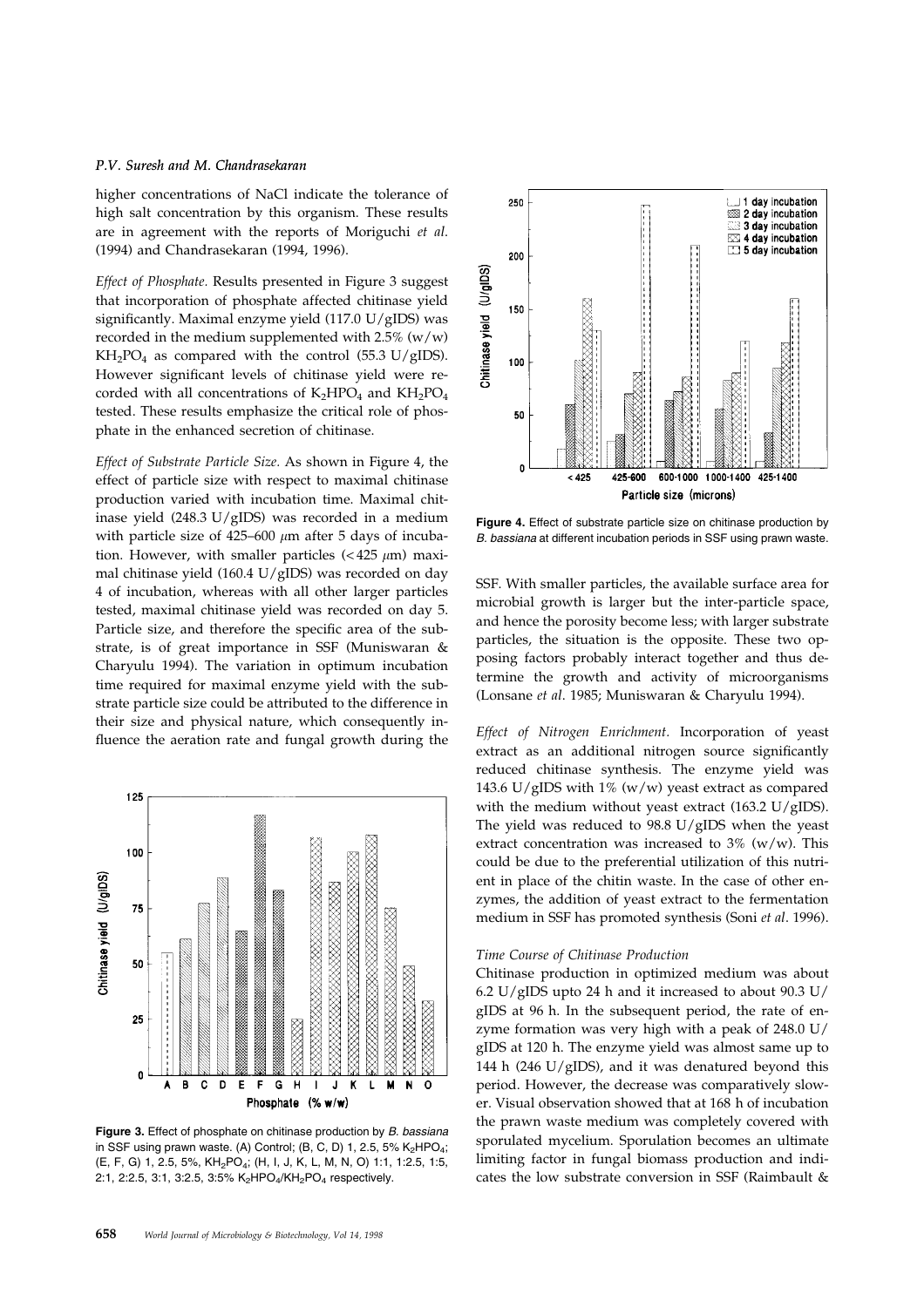higher concentrations of NaCl indicate the tolerance of high salt concentration by this organism. These results are in agreement with the reports of Moriguchi *et al.* (1994) and Chandrasekaran (1994, 1996).

*Effect of Phosphate.* Results presented in Figure 3 suggest that incorporation of phosphate affected chitinase yield significantly. Maximal enzyme yield (117.0 U/gIDS) was recorded in the medium supplemented with 2.5% (w/w) $KH_2PO_4$ as compared with the control (55.3 U/gIDS). However significant levels of chitinase yield were recorded with all concentrations of $K_2HPO_4$ and $KH_2PO_4$ tested. These results emphasize the critical role of phosphate in the enhanced secretion of chitinase.

*Effect of Substrate Particle Size.* As shown in Figure 4, the effect of particle size with respect to maximal chitinase production varied with incubation time. Maximal chitinase yield (248.3 U/gIDS) was recorded in a medium with particle size of 425–600 $\mu$m after 5 days of incubation. However, with smaller particles (< 425 $\mu$m) maximal chitinase yield (160.4 U/gIDS) was recorded on day 4 of incubation, whereas with all other larger particles tested, maximal chitinase yield was recorded on day 5. Particle size, and therefore the specific area of the substrate, is of great importance in SSF (Muniswaran & Charyulu 1994). The variation in optimum incubation time required for maximal enzyme yield with the substrate particle size could be attributed to the difference in their size and physical nature, which consequently influence the aeration rate and fungal growth during the SSF. With smaller particles, the available surface area for microbial growth is larger but the inter-particle space, and hence the porosity become less; with larger substrate particles, the situation is the opposite. These two opposing factors probably interact together and thus determine the growth and activity of microorganisms (Lonsane *et al*. 1985; Muniswaran & Charyulu 1994).

**Figure 3.** Effect of phosphate on chitinase production by *B. bassiana* in SSF using prawn waste. (A) Control; (B, C, D) 1, 2.5, 5% $K_2HPO_4$; (E, F, G) 1, 2.5, 5%, $KH_2PO_4$; (H, I, J, K, L, M, N, O) 1:1, 1:2.5, 1:5, 2:1, 2:2.5, 3:1, 3:2.5, 3:5% $K_2HPO_4$/$KH_2PO_4$ respectively.

**Figure 4.** Effect of substrate particle size on chitinase production by *B. bassiana* at different incubation periods in SSF using prawn waste.

*Effect of Nitrogen Enrichment.* Incorporation of yeast extract as an additional nitrogen source significantly reduced chitinase synthesis. The enzyme yield was 143.6 U/gIDS with 1% (w/w) yeast extract as compared with the medium without yeast extract (163.2 U/gIDS). The yield was reduced to 98.8 U/gIDS when the yeast extract concentration was increased to 3% (w/w). This could be due to the preferential utilization of this nutrient in place of the chitin waste. In the case of other enzymes, the addition of yeast extract to the fermentation medium in SSF has promoted synthesis (Soni *et al*. 1996).

### Time Course of Chitinase Production

Chitinase production in optimized medium was about 6.2 U/gIDS upto 24 h and it increased to about 90.3 U/gIDS at 96 h. In the subsequent period, the rate of enzyme formation was very high with a peak of 248.0 U/gIDS at 120 h. The enzyme yield was almost same up to 144 h (246 U/gIDS), and it was denatured beyond this period. However, the decrease was comparatively slower. Visual observation showed that at 168 h of incubation the prawn waste medium was completely covered with sporulated mycelium. Sporulation becomes an ultimate limiting factor in fungal biomass production and indicates the low substrate conversion in SSF (Raimbault &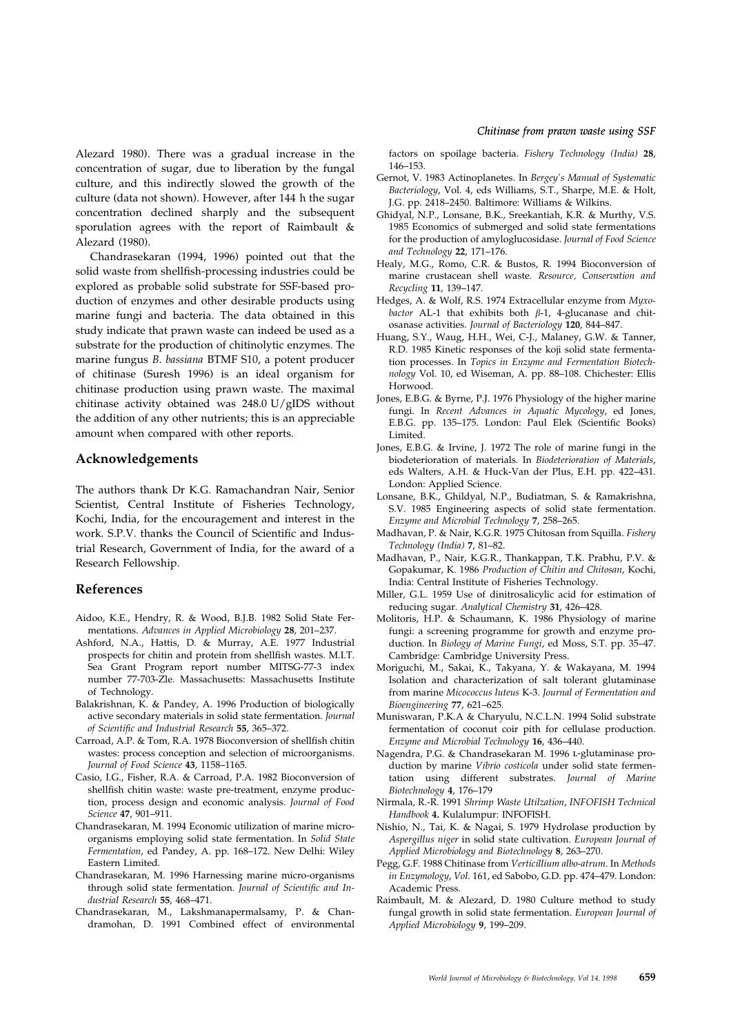Alezard 1980). There was a gradual increase in the concentration of sugar, due to liberation by the fungal culture, and this indirectly slowed the growth of the culture (data not shown). However, after 144 h the sugar concentration declined sharply and the subsequent sporulation agrees with the report of Raimbault & Alezard (1980).

Chandrasekaran (1994, 1996) pointed out that the solid waste from shellfish-processing industries could be explored as probable solid substrate for SSF-based production of enzymes and other desirable products using marine fungi and bacteria. The data obtained in this study indicate that prawn waste can indeed be used as a substrate for the production of chitinolytic enzymes. The marine fungus *B. bassiana* BTMF S10, a potent producer of chitinase (Suresh 1996) is an ideal organism for chitinase production using prawn waste. The maximal chitinase activity obtained was 248.0 U/gIDS without the addition of any other nutrients; this is an appreciable amount when compared with other reports.

## Acknowledgements

The authors thank Dr K.G. Ramachandran Nair, Senior Scientist, Central Institute of Fisheries Technology, Kochi, India, for the encouragement and interest in the work. S.P.V. thanks the Council of Scientific and Industrial Research, Government of India, for the award of a Research Fellowship.

## References

Aidoo, K.E., Hendry, R. & Wood, B.J.B. 1982 Solid State Fermentations. *Advances in Applied Microbiology* **28**, 201–237.

Ashford, N.A., Hattis, D. & Murray, A.E. 1977 Industrial prospects for chitin and protein from shellfish wastes. M.I.T. Sea Grant Program report number MITSG-77-3 index number 77-703-Zle. Massachusetts: Massachusetts Institute of Technology.

Balakrishnan, K. & Pandey, A. 1996 Production of biologically active secondary materials in solid state fermentation. *Journal of Scientific and Industrial Research* **55**, 365–372.

Carroad, A.P. & Tom, R.A. 1978 Bioconversion of shellfish chitin wastes: process conception and selection of microorganisms. *Journal of Food Science* **43**, 1158–1165.

Casio, I.G., Fisher, R.A. & Carroad, P.A. 1982 Bioconversion of shellfish chitin waste: waste pre-treatment, enzyme production, process design and economic analysis. *Journal of Food Science* **47**, 901–911.

Chandrasekaran, M. 1994 Economic utilization of marine microorganisms employing solid state fermentation. In *Solid State Fermentation*, ed Pandey, A. pp. 168–172. New Delhi: Wiley Eastern Limited.

Chandrasekaran, M. 1996 Harnessing marine micro-organisms through solid state fermentation. *Journal of Scientific and Industrial Research* **55**, 468–471.

Chandrasekaran, M., Lakshmanapermalsamy, P. & Chandramohan, D. 1991 Combined effect of environmental factors on spoilage bacteria. *Fishery Technology (India)* **28**, 146–153.

Gernot, V. 1983 Actinoplanetes. In *Bergey's Manual of Systematic Bacteriology*, Vol. 4, eds Williams, S.T., Sharpe, M.E. & Holt, J.G. pp. 2418–2450. Baltimore: Williams & Wilkins.

Ghidyal, N.P., Lonsane, B.K., Sreekantiah, K.R. & Murthy, V.S. 1985 Economics of submerged and solid state fermentations for the production of amyloglucosidase. *Journal of Food Science and Technology* **22**, 171–176.

Healy, M.G., Romo, C.R. & Bustos, R. 1994 Bioconversion of marine crustacean shell waste. *Resource, Conservation and Recycling* **11**, 139–147.

Hedges, A. & Wolf, R.S. 1974 Extracellular enzyme from *Myxobactor* AL-1 that exhibits both $\beta$-1, 4-glucanase and chitosanase activities. *Journal of Bacteriology* **120**, 844–847.

Huang, S.Y., Waug, H.H., Wei, C-J., Malaney, G.W. & Tanner, R.D. 1985 Kinetic responses of the koji solid state fermentation processes. In *Topics in Enzyme and Fermentation Biotechnology* Vol. 10, ed Wiseman, A. pp. 88–108. Chichester: Ellis Horwood.

Jones, E.B.G. & Byrne, P.J. 1976 Physiology of the higher marine fungi. In *Recent Advances in Aquatic Mycology*, ed Jones, E.B.G. pp. 135–175. London: Paul Elek (Scientific Books) Limited.

Jones, E.B.G. & Irvine, J. 1972 The role of marine fungi in the biodeterioration of materials. In *Biodeterioration of Materials*, eds Walters, A.H. & Huck-Van der Plus, E.H. pp. 422–431. London: Applied Science.

Lonsane, B.K., Ghildyal, N.P., Budiatman, S. & Ramakrishna, S.V. 1985 Engineering aspects of solid state fermentation. *Enzyme and Microbial Technology* **7**, 258–265.

Madhavan, P. & Nair, K.G.R. 1975 Chitosan from Squilla. *Fishery Technology (India)* **7**, 81–82.

Madhavan, P., Nair, K.G.R., Thankappan, T.K. Prabhu, P.V. & Gopakumar, K. 1986 *Production of Chitin and Chitosan*, Kochi, India: Central Institute of Fisheries Technology.

Miller, G.L. 1959 Use of dinitrosalicylic acid for estimation of reducing sugar. *Analytical Chemistry* **31**, 426–428.

Molitoris, H.P. & Schaumann, K. 1986 Physiology of marine fungi: a screening programme for growth and enzyme production. In *Biology of Marine Fungi*, ed Moss, S.T. pp. 35–47. Cambridge: Cambridge University Press.

Moriguchi, M., Sakai, K., Takyana, Y. & Wakayana, M. 1994 Isolation and characterization of salt tolerant glutaminase from marine *Micococcus luteus* K-3. *Journal of Fermentation and Bioengineering* **77**, 621–625.

Muniswaran, P.K.A & Charyulu, N.C.L.N. 1994 Solid substrate fermentation of coconut coir pith for cellulase production. *Enzyme and Microbial Technology* **16**, 436–440.

Nagendra, P.G. & Chandrasekaran M. 1996 L-glutaminase production by marine *Vibrio costicola* under solid state fermentation using different substrates. *Journal of Marine Biotechnology* **4**, 176–179

Nirmala, R.-R. 1991 *Shrimp Waste Utilzation*, *INFOFISH Technical Handbook* **4.** Kulalumpur: INFOFISH.

Nishio, N., Tai, K. & Nagai, S. 1979 Hydrolase production by *Aspergillus niger* in solid state cultivation. *European Journal of Applied Microbiology and Biotechnology* **8**, 263–270.

Pegg, G.F. 1988 Chitinase from *Verticillium albo-atrum*. In *Methods in Enzymology*, *Vol.* 161, ed Sabobo, G.D. pp. 474–479. London: Academic Press.

Raimbault, M. & Alezard, D. 1980 Culture method to study fungal growth in solid state fermentation. *European Journal of Applied Microbiology* **9**, 199–209.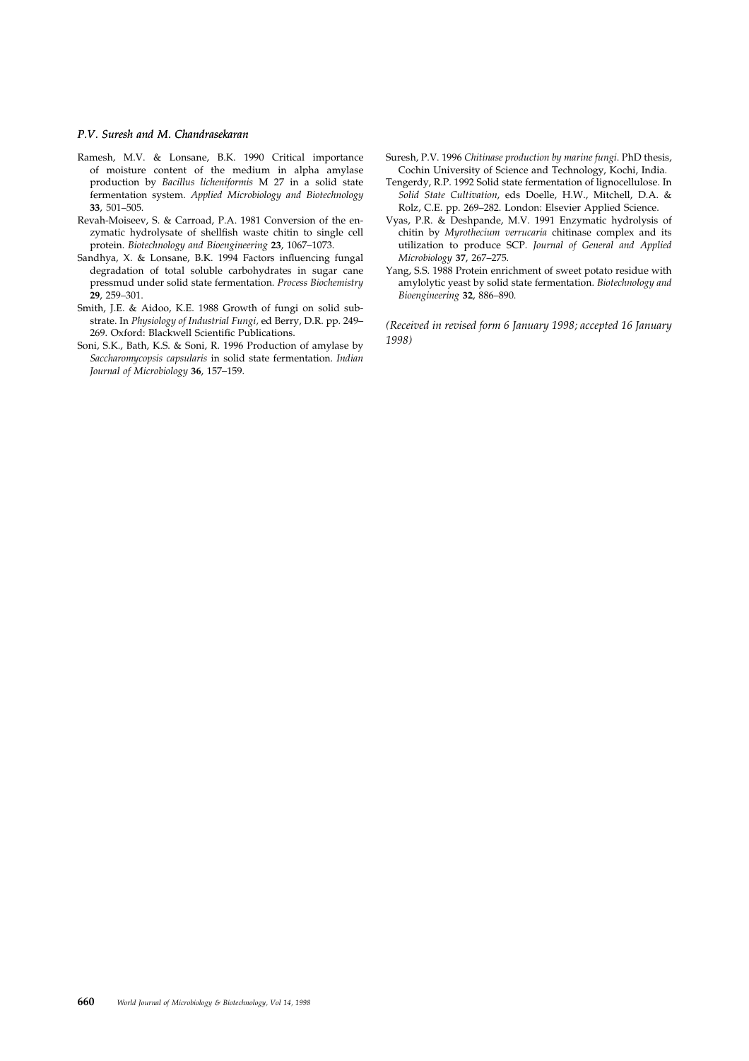Ramesh, M.V. & Lonsane, B.K. 1990 Critical importance of moisture content of the medium in alpha amylase production by *Bacillus licheniformis* M 27 in a solid state fermentation system. *Applied Microbiology and Biotechnology* **33**, 501–505.

Revah-Moiseev, S. & Carroad, P.A. 1981 Conversion of the enzymatic hydrolysate of shellfish waste chitin to single cell protein. *Biotechnology and Bioengineering* **23**, 1067–1073.

Sandhya, X. & Lonsane, B.K. 1994 Factors influencing fungal degradation of total soluble carbohydrates in sugar cane pressmud under solid state fermentation. *Process Biochemistry* **29**, 259–301.

Smith, J.E. & Aidoo, K.E. 1988 Growth of fungi on solid substrate. In *Physiology of Industrial Fungi*, ed Berry, D.R. pp. 249–269. Oxford: Blackwell Scientific Publications.

Soni, S.K., Bath, K.S. & Soni, R. 1996 Production of amylase by *Saccharomycopsis capsularis* in solid state fermentation. *Indian Journal of Microbiology* **36**, 157–159.

Suresh, P.V. 1996 *Chitinase production by marine fungi*. PhD thesis, Cochin University of Science and Technology, Kochi, India.

Tengerdy, R.P. 1992 Solid state fermentation of lignocellulose. In *Solid State Cultivation*, eds Doelle, H.W., Mitchell, D.A. & Rolz, C.E. pp. 269–282. London: Elsevier Applied Science.

Vyas, P.R. & Deshpande, M.V. 1991 Enzymatic hydrolysis of chitin by *Myrothecium verrucaria* chitinase complex and its utilization to produce SCP. *Journal of General and Applied Microbiology* **37**, 267–275.

Yang, S.S. 1988 Protein enrichment of sweet potato residue with amylolytic yeast by solid state fermentation. *Biotechnology and Bioengineering* **32**, 886–890.

*(Received in revised form 6 January 1998; accepted 16 January 1998)*